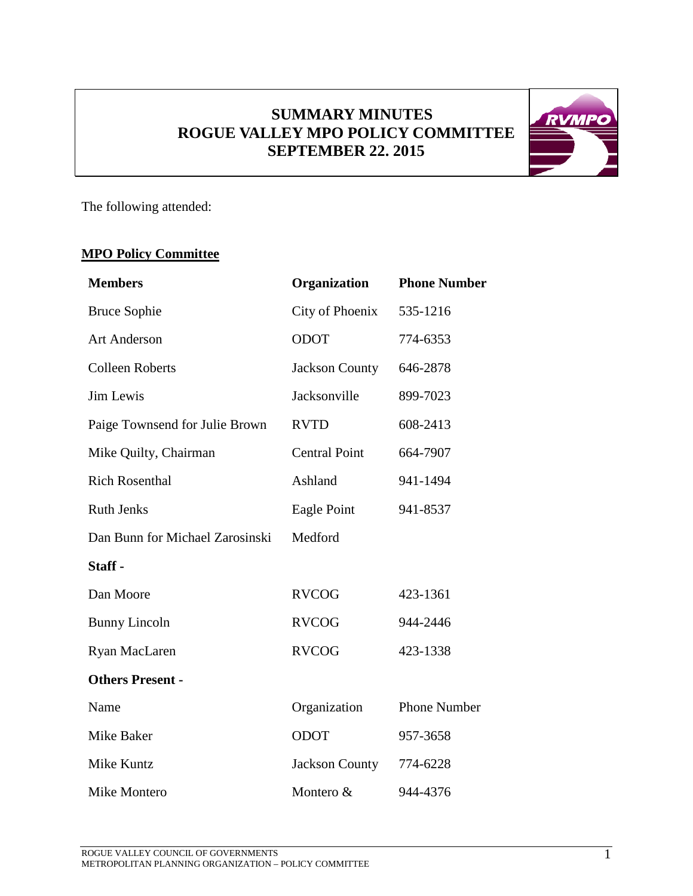# SUMMARY MINUTES
# ROGUE VALLEY MPO POLICY COMMITTEE
# SEPTEMBER 22. 2015

The following attended:

## MPO Policy Committee

| **Members** | **Organization** | **Phone Number** |
|---|---|---|
| Bruce Sophie | City of Phoenix | 535-1216 |
| Art Anderson | ODOT | 774-6353 |
| Colleen Roberts | Jackson County | 646-2878 |
| Jim Lewis | Jacksonville | 899-7023 |
| Paige Townsend for Julie Brown | RVTD | 608-2413 |
| Mike Quilty, Chairman | Central Point | 664-7907 |
| Rich Rosenthal | Ashland | 941-1494 |
| Ruth Jenks | Eagle Point | 941-8537 |
| Dan Bunn for Michael Zarosinski | Medford | |
| **Staff -** | | |
| Dan Moore | RVCOG | 423-1361 |
| Bunny Lincoln | RVCOG | 944-2446 |
| Ryan MacLaren | RVCOG | 423-1338 |
| **Others Present -** | | |
| Name | Organization | Phone Number |
| Mike Baker | ODOT | 957-3658 |
| Mike Kuntz | Jackson County | 774-6228 |
| Mike Montero | Montero & | 944-4376 |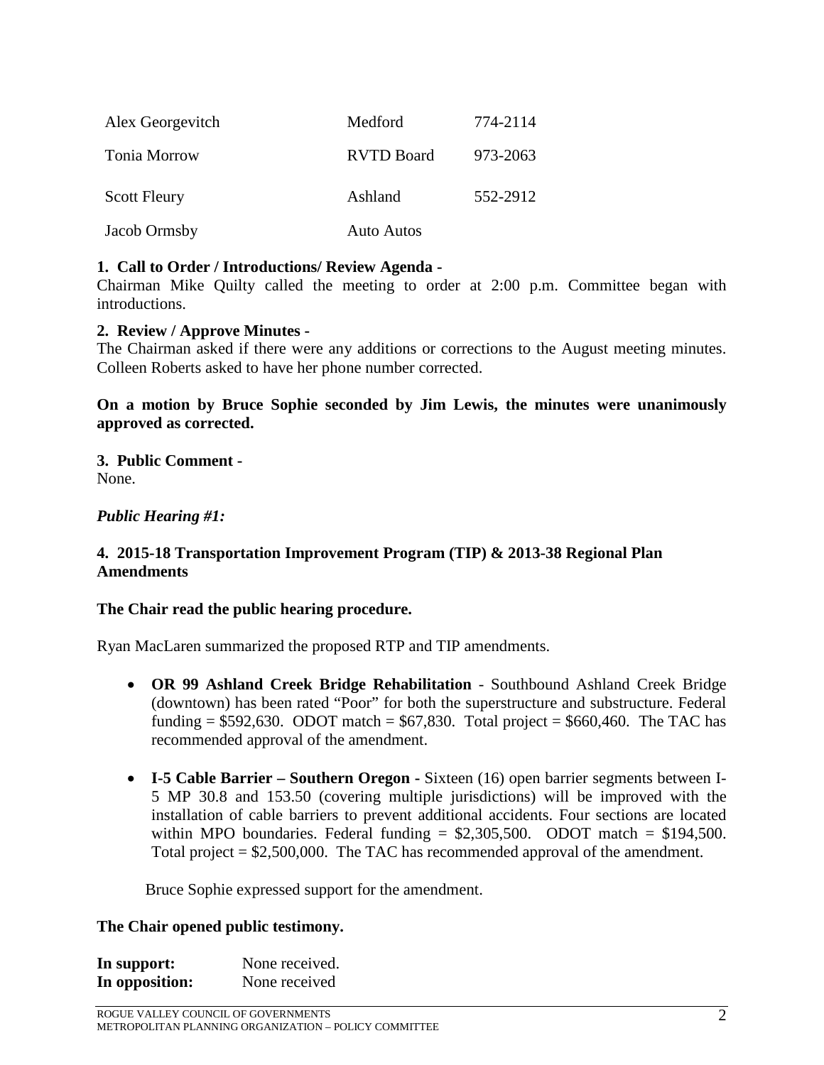| | | |
|---|---|---|
| Alex Georgevitch | Medford | 774-2114 |
| Tonia Morrow | RVTD Board | 973-2063 |
| Scott Fleury | Ashland | 552-2912 |
| Jacob Ormsby | Auto Autos | |

**1. Call to Order / Introductions/ Review Agenda -**
Chairman Mike Quilty called the meeting to order at 2:00 p.m. Committee began with introductions.

**2. Review / Approve Minutes -**
The Chairman asked if there were any additions or corrections to the August meeting minutes. Colleen Roberts asked to have her phone number corrected.

**On a motion by Bruce Sophie seconded by Jim Lewis, the minutes were unanimously approved as corrected.**

**3. Public Comment -**
None.

***Public Hearing #1:***

**4. 2015-18 Transportation Improvement Program (TIP) & 2013-38 Regional Plan Amendments**

**The Chair read the public hearing procedure.**

Ryan MacLaren summarized the proposed RTP and TIP amendments.

- **OR 99 Ashland Creek Bridge Rehabilitation** - Southbound Ashland Creek Bridge (downtown) has been rated "Poor" for both the superstructure and substructure. Federal funding = $592,630. ODOT match = $67,830. Total project = $660,460. The TAC has recommended approval of the amendment.

- **I-5 Cable Barrier – Southern Oregon** - Sixteen (16) open barrier segments between I-5 MP 30.8 and 153.50 (covering multiple jurisdictions) will be improved with the installation of cable barriers to prevent additional accidents. Four sections are located within MPO boundaries. Federal funding = $2,305,500. ODOT match = $194,500. Total project = $2,500,000. The TAC has recommended approval of the amendment.

  Bruce Sophie expressed support for the amendment.

**The Chair opened public testimony.**

**In support:** None received.
**In opposition:** None received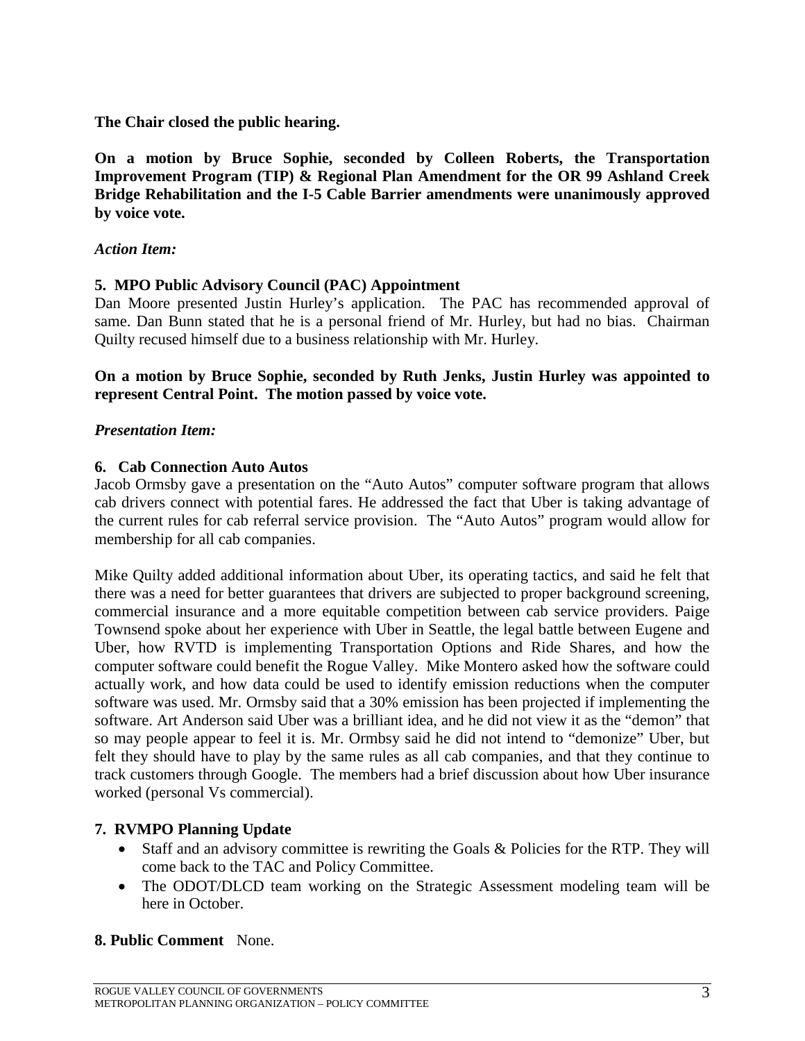**The Chair closed the public hearing.**

**On a motion by Bruce Sophie, seconded by Colleen Roberts, the Transportation Improvement Program (TIP) & Regional Plan Amendment for the OR 99 Ashland Creek Bridge Rehabilitation and the I-5 Cable Barrier amendments were unanimously approved by voice vote.**

***Action Item:***

**5. MPO Public Advisory Council (PAC) Appointment**

Dan Moore presented Justin Hurley's application. The PAC has recommended approval of same. Dan Bunn stated that he is a personal friend of Mr. Hurley, but had no bias. Chairman Quilty recused himself due to a business relationship with Mr. Hurley.

**On a motion by Bruce Sophie, seconded by Ruth Jenks, Justin Hurley was appointed to represent Central Point. The motion passed by voice vote.**

***Presentation Item:***

**6. Cab Connection Auto Autos**

Jacob Ormsby gave a presentation on the "Auto Autos" computer software program that allows cab drivers connect with potential fares. He addressed the fact that Uber is taking advantage of the current rules for cab referral service provision. The "Auto Autos" program would allow for membership for all cab companies.

Mike Quilty added additional information about Uber, its operating tactics, and said he felt that there was a need for better guarantees that drivers are subjected to proper background screening, commercial insurance and a more equitable competition between cab service providers. Paige Townsend spoke about her experience with Uber in Seattle, the legal battle between Eugene and Uber, how RVTD is implementing Transportation Options and Ride Shares, and how the computer software could benefit the Rogue Valley. Mike Montero asked how the software could actually work, and how data could be used to identify emission reductions when the computer software was used. Mr. Ormsby said that a 30% emission has been projected if implementing the software. Art Anderson said Uber was a brilliant idea, and he did not view it as the "demon" that so may people appear to feel it is. Mr. Ormbsy said he did not intend to "demonize" Uber, but felt they should have to play by the same rules as all cab companies, and that they continue to track customers through Google. The members had a brief discussion about how Uber insurance worked (personal Vs commercial).

**7. RVMPO Planning Update**

- Staff and an advisory committee is rewriting the Goals & Policies for the RTP. They will come back to the TAC and Policy Committee.
- The ODOT/DLCD team working on the Strategic Assessment modeling team will be here in October.

**8. Public Comment** None.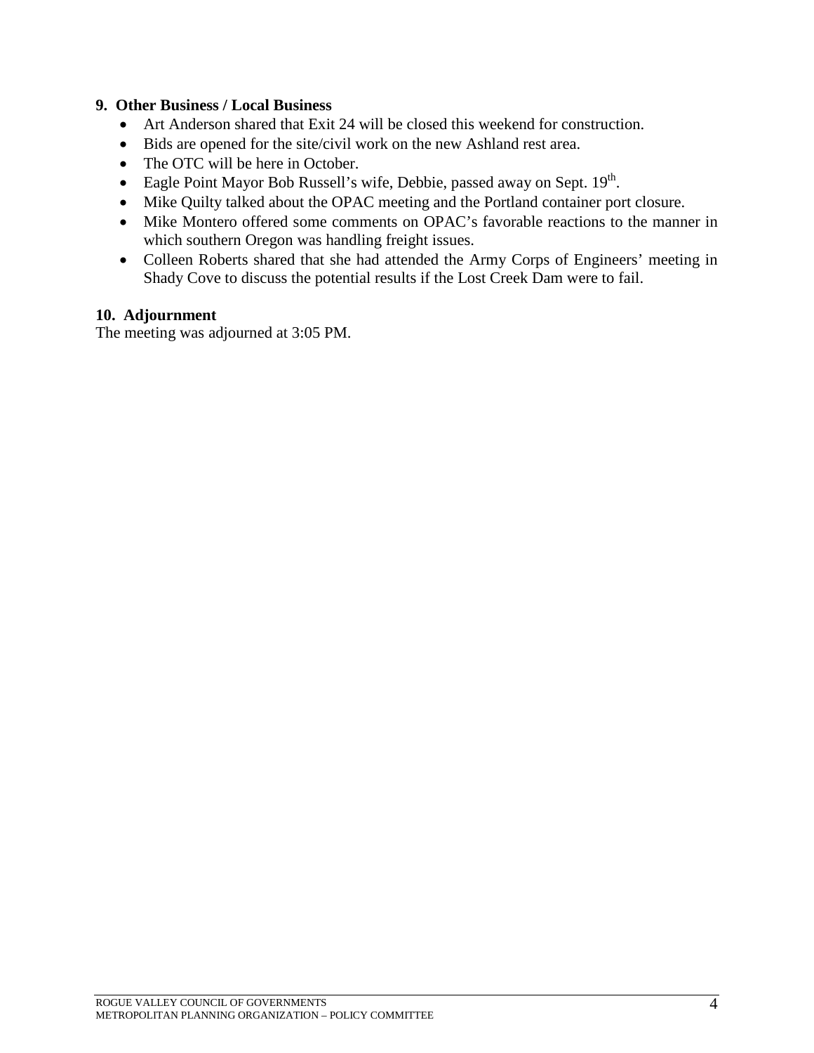**9. Other Business / Local Business**

- Art Anderson shared that Exit 24 will be closed this weekend for construction.
- Bids are opened for the site/civil work on the new Ashland rest area.
- The OTC will be here in October.
- Eagle Point Mayor Bob Russell's wife, Debbie, passed away on Sept. 19th.
- Mike Quilty talked about the OPAC meeting and the Portland container port closure.
- Mike Montero offered some comments on OPAC's favorable reactions to the manner in which southern Oregon was handling freight issues.
- Colleen Roberts shared that she had attended the Army Corps of Engineers' meeting in Shady Cove to discuss the potential results if the Lost Creek Dam were to fail.

**10. Adjournment**

The meeting was adjourned at 3:05 PM.